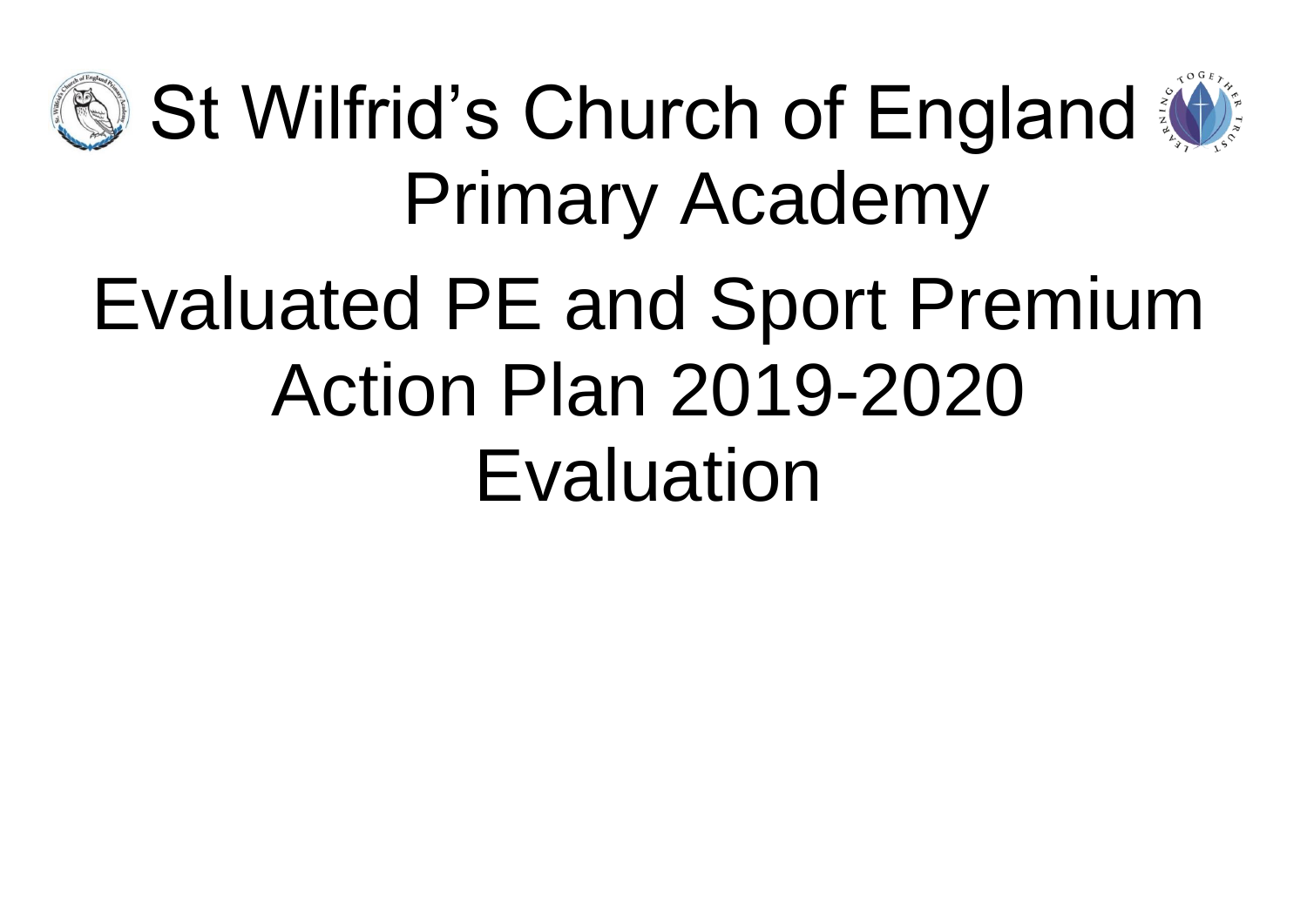# St Wilfrid's Church of England Primary Academy

# Evaluated PE and Sport Premium Action Plan 2019-2020 Evaluation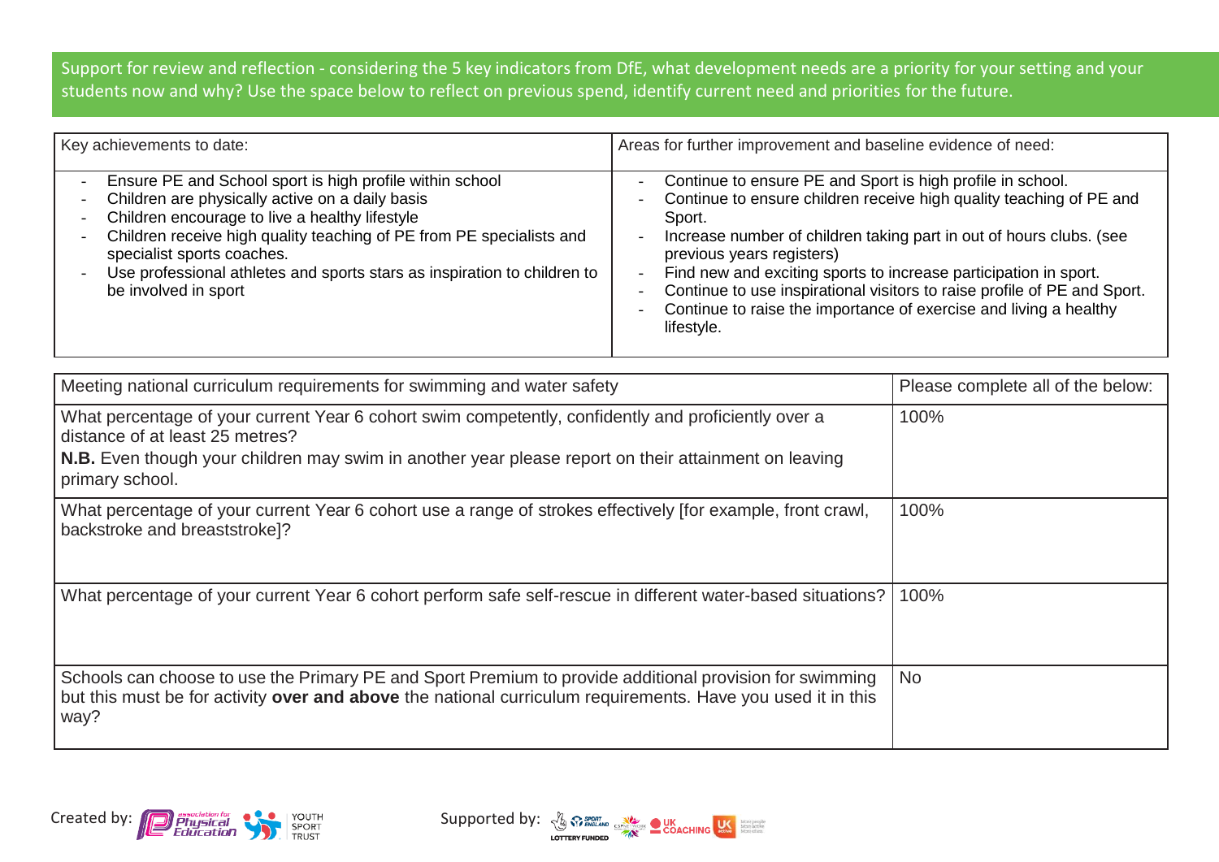Support for review and reflection - considering the 5 key indicators from DfE, what development needs are a priority for your setting and your students now and why? Use the space below to reflect on previous spend, identify current need and priorities for the future.

| Key achievements to date: | Areas for further improvement and baseline evidence of need: |
|---|---|
| - Ensure PE and School sport is high profile within school<br>- Children are physically active on a daily basis<br>- Children encourage to live a healthy lifestyle<br>- Children receive high quality teaching of PE from PE specialists and specialist sports coaches.<br>- Use professional athletes and sports stars as inspiration to children to be involved in sport | - Continue to ensure PE and Sport is high profile in school.<br>- Continue to ensure children receive high quality teaching of PE and Sport.<br>- Increase number of children taking part in out of hours clubs. (see previous years registers)<br>- Find new and exciting sports to increase participation in sport.<br>- Continue to use inspirational visitors to raise profile of PE and Sport.<br>- Continue to raise the importance of exercise and living a healthy lifestyle. |

| Meeting national curriculum requirements for swimming and water safety | Please complete all of the below: |
|---|---|
| What percentage of your current Year 6 cohort swim competently, confidently and proficiently over a distance of at least 25 metres?<br>**N.B.** Even though your children may swim in another year please report on their attainment on leaving primary school. | 100% |
| What percentage of your current Year 6 cohort use a range of strokes effectively [for example, front crawl, backstroke and breaststroke]? | 100% |
| What percentage of your current Year 6 cohort perform safe self-rescue in different water-based situations? | 100% |
| Schools can choose to use the Primary PE and Sport Premium to provide additional provision for swimming but this must be for activity **over and above** the national curriculum requirements. Have you used it in this way? | No |

Created by: association for Physical Education, Youth Sport Trust

Supported by: Sport England Lottery Funded, CSPN, UK Coaching, UK Active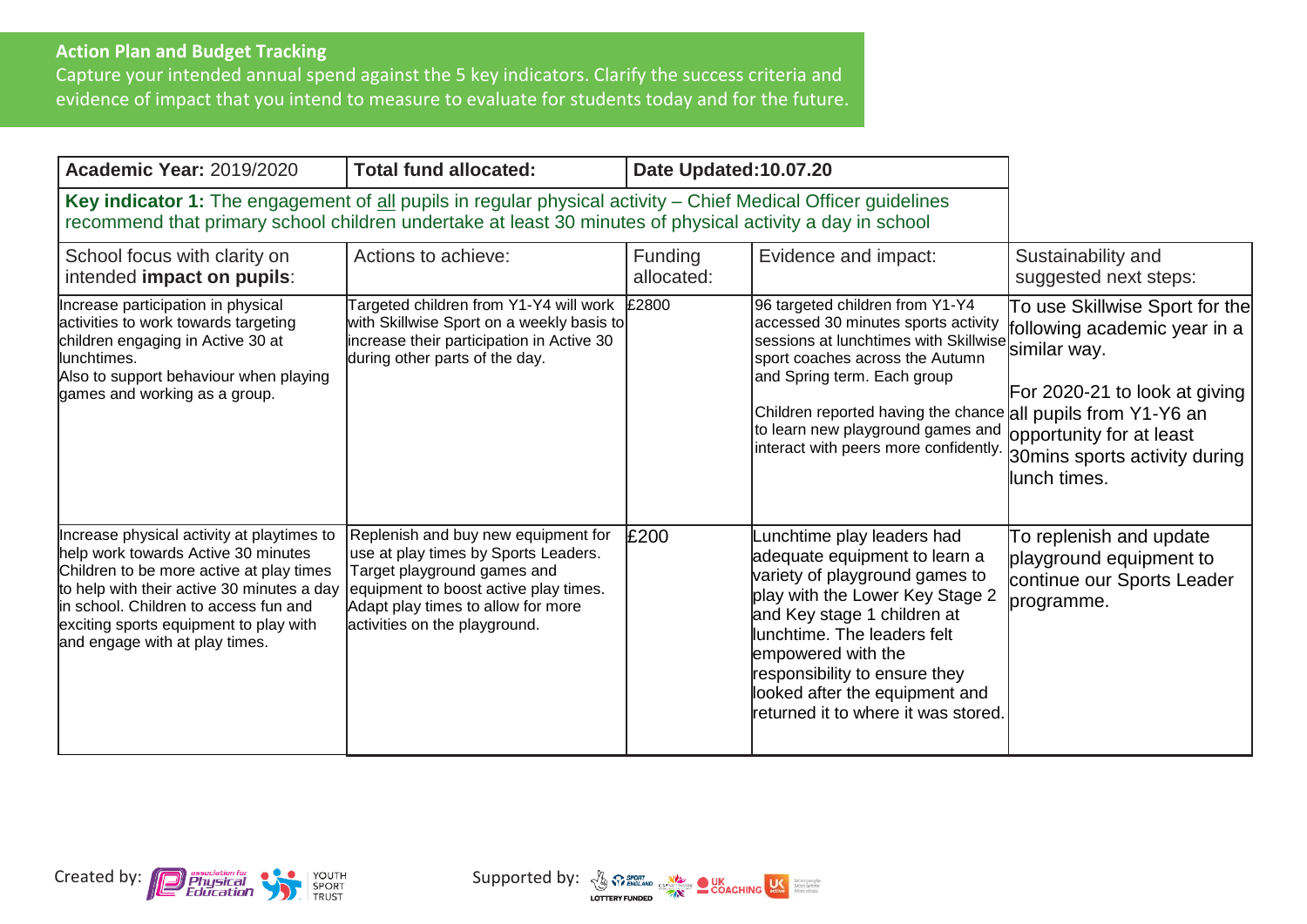**Action Plan and Budget Tracking**

Capture your intended annual spend against the 5 key indicators. Clarify the success criteria and evidence of impact that you intend to measure to evaluate for students today and for the future.

| **Academic Year:** 2019/2020 | **Total fund allocated:** | **Date Updated:** 10.07.20 | | |
|---|---|---|---|---|
| **Key indicator 1:** The engagement of all pupils in regular physical activity – Chief Medical Officer guidelines recommend that primary school children undertake at least 30 minutes of physical activity a day in school | | | | |
| School focus with clarity on intended **impact on pupils**: | Actions to achieve: | Funding allocated: | Evidence and impact: | Sustainability and suggested next steps: |
| Increase participation in physical activities to work towards targeting children engaging in Active 30 at lunchtimes.<br>Also to support behaviour when playing games and working as a group. | Targeted children from Y1-Y4 will work with Skillwise Sport on a weekly basis to increase their participation in Active 30 during other parts of the day. | £2800 | 96 targeted children from Y1-Y4 accessed 30 minutes sports activity sessions at lunchtimes with Skillwise sport coaches across the Autumn and Spring term. Each group<br>Children reported having the chance to learn new playground games and interact with peers more confidently. | To use Skillwise Sport for the following academic year in a similar way.<br><br>For 2020-21 to look at giving all pupils from Y1-Y6 an opportunity for at least 30mins sports activity during lunch times. |
| Increase physical activity at playtimes to help work towards Active 30 minutes Children to be more active at play times to help with their active 30 minutes a day in school. Children to access fun and exciting sports equipment to play with and engage with at play times. | Replenish and buy new equipment for use at play times by Sports Leaders. Target playground games and equipment to boost active play times. Adapt play times to allow for more activities on the playground. | £200 | Lunchtime play leaders had adequate equipment to learn a variety of playground games to play with the Lower Key Stage 2 and Key stage 1 children at lunchtime. The leaders felt empowered with the responsibility to ensure they looked after the equipment and returned it to where it was stored. | To replenish and update playground equipment to continue our Sports Leader programme. |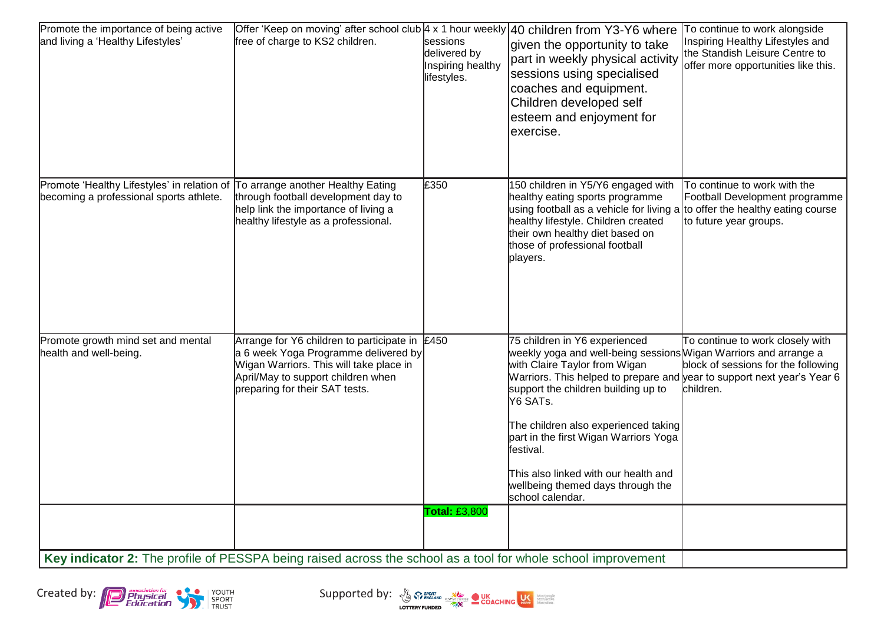| | | | | |
|---|---|---|---|---|
| Promote the importance of being active and living a 'Healthy Lifestyles' | Offer 'Keep on moving' after school club free of charge to KS2 children. | 4 x 1 hour weekly sessions delivered by Inspiring healthy lifestyles. | 40 children from Y3-Y6 where given the opportunity to take part in weekly physical activity sessions using specialised coaches and equipment. Children developed self esteem and enjoyment for exercise. | To continue to work alongside Inspiring Healthy Lifestyles and the Standish Leisure Centre to offer more opportunities like this. |
| Promote 'Healthy Lifestyles' in relation of becoming a professional sports athlete. | To arrange another Healthy Eating through football development day to help link the importance of living a healthy lifestyle as a professional. | £350 | 150 children in Y5/Y6 engaged with healthy eating sports programme using football as a vehicle for living a healthy lifestyle. Children created their own healthy diet based on those of professional football players. | To continue to work with the Football Development programme to offer the healthy eating course to future year groups. |
| Promote growth mind set and mental health and well-being. | Arrange for Y6 children to participate in a 6 week Yoga Programme delivered by Wigan Warriors. This will take place in April/May to support children when preparing for their SAT tests. | £450 | 75 children in Y6 experienced weekly yoga and well-being sessions with Claire Taylor from Wigan Warriors. This helped to prepare and support the children building up to Y6 SATs.<br><br>The children also experienced taking part in the first Wigan Warriors Yoga festival.<br><br>This also linked with our health and wellbeing themed days through the school calendar. | To continue to work closely with Wigan Warriors and arrange a block of sessions for the following year to support next year's Year 6 children. |
| | | **Total:** £3,800 | | |

**Key indicator 2:** The profile of PESSPA being raised across the school as a tool for whole school improvement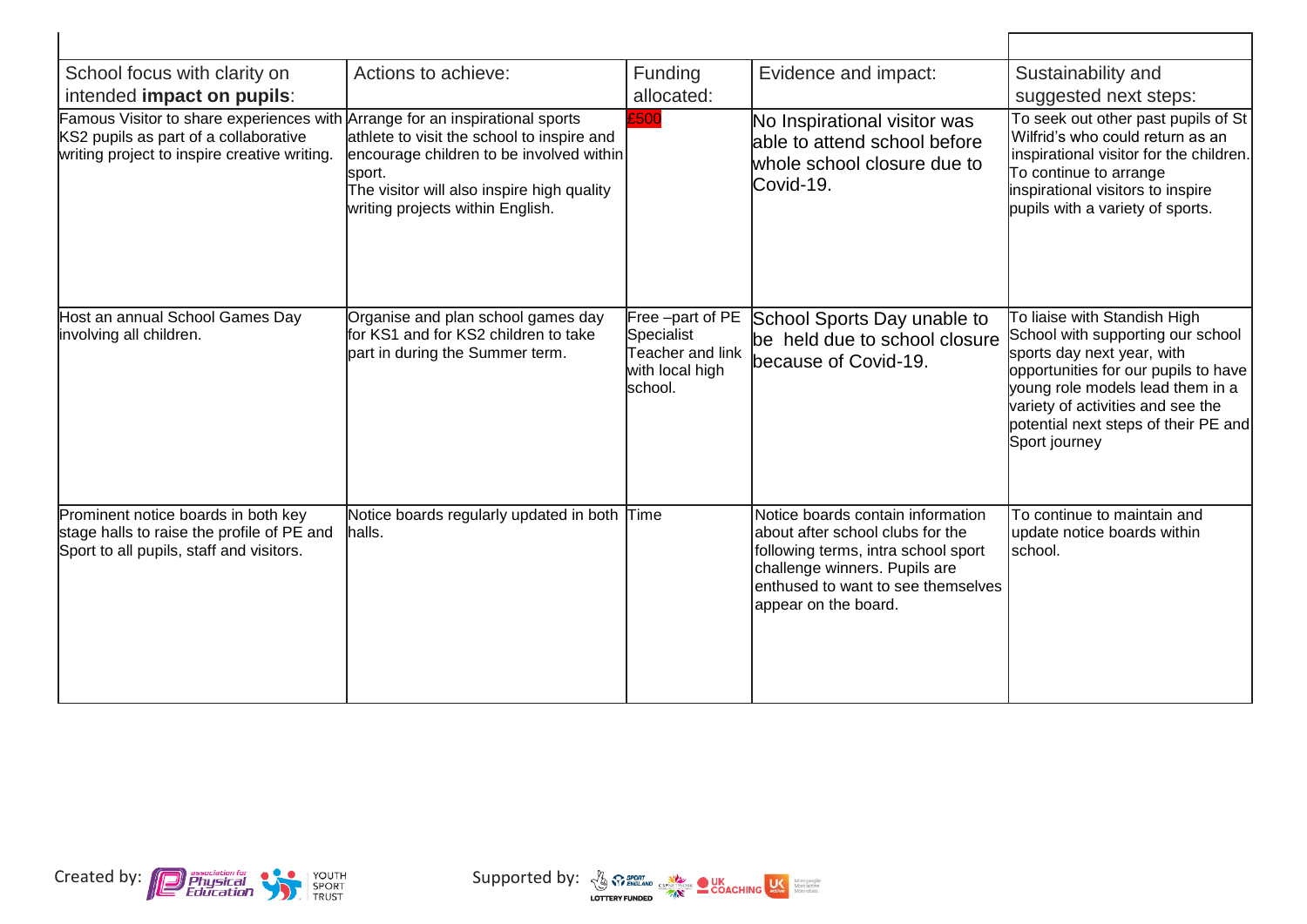| School focus with clarity on intended **impact on pupils**: | Actions to achieve: | Funding allocated: | Evidence and impact: | Sustainability and suggested next steps: |
|---|---|---|---|---|
| Famous Visitor to share experiences with KS2 pupils as part of a collaborative writing project to inspire creative writing. | Arrange for an inspirational sports athlete to visit the school to inspire and encourage children to be involved within sport. The visitor will also inspire high quality writing projects within English. | £500 | No Inspirational visitor was able to attend school before whole school closure due to Covid-19. | To seek out other past pupils of St Wilfrid's who could return as an inspirational visitor for the children. To continue to arrange inspirational visitors to inspire pupils with a variety of sports. |
| Host an annual School Games Day involving all children. | Organise and plan school games day for KS1 and for KS2 children to take part in during the Summer term. | Free –part of PE Specialist Teacher and link with local high school. | School Sports Day unable to be held due to school closure because of Covid-19. | To liaise with Standish High School with supporting our school sports day next year, with opportunities for our pupils to have young role models lead them in a variety of activities and see the potential next steps of their PE and Sport journey |
| Prominent notice boards in both key stage halls to raise the profile of PE and Sport to all pupils, staff and visitors. | Notice boards regularly updated in both halls. | Time | Notice boards contain information about after school clubs for the following terms, intra school sport challenge winners. Pupils are enthused to want to see themselves appear on the board. | To continue to maintain and update notice boards within school. |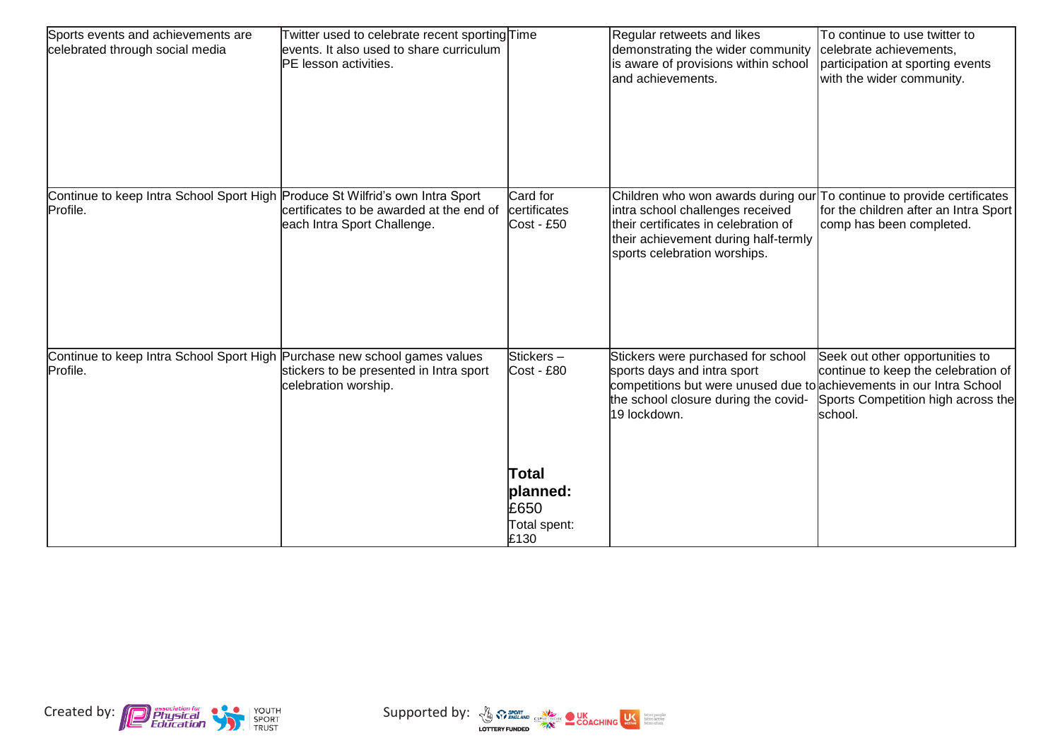| | | | | |
|---|---|---|---|---|
| Sports events and achievements are celebrated through social media | Twitter used to celebrate recent sporting events. It also used to share curriculum PE lesson activities. | Time | Regular retweets and likes demonstrating the wider community is aware of provisions within school and achievements. | To continue to use twitter to celebrate achievements, participation at sporting events with the wider community. |
| Continue to keep Intra School Sport High Profile. | Produce St Wilfrid's own Intra Sport certificates to be awarded at the end of each Intra Sport Challenge. | Card for certificates Cost - £50 | Children who won awards during our intra school challenges received their certificates in celebration of their achievement during half-termly sports celebration worships. | To continue to provide certificates for the children after an Intra Sport comp has been completed. |
| Continue to keep Intra School Sport High Profile. | Purchase new school games values stickers to be presented in Intra sport celebration worship. | Stickers – Cost - £80<br><br>**Total planned:** £650<br>Total spent: £130 | Stickers were purchased for school sports days and intra sport competitions but were unused due to the school closure during the covid-19 lockdown. | Seek out other opportunities to continue to keep the celebration of achievements in our Intra School Sports Competition high across the school. |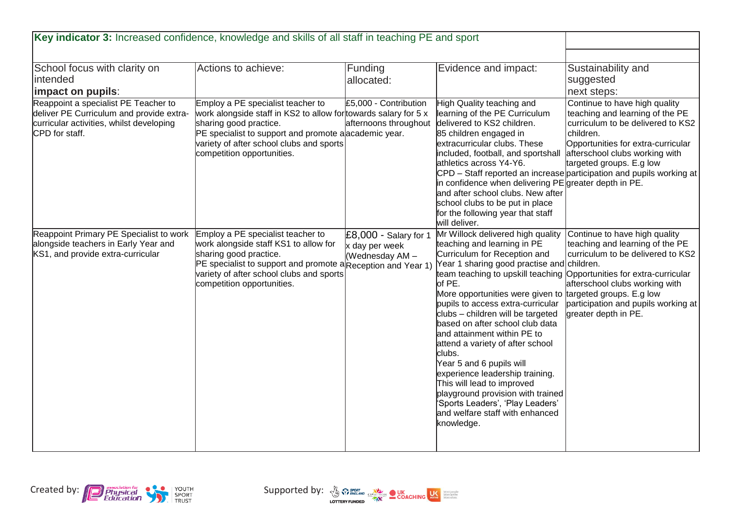| **Key indicator 3:** Increased confidence, knowledge and skills of all staff in teaching PE and sport | | | | |
|---|---|---|---|---|
| School focus with clarity on intended **impact on pupils**: | Actions to achieve: | Funding allocated: | Evidence and impact: | Sustainability and suggested next steps: |
| Reappoint a specialist PE Teacher to deliver PE Curriculum and provide extra-curricular activities, whilst developing CPD for staff. | Employ a PE specialist teacher to work alongside staff in KS2 to allow for sharing good practice.<br>PE specialist to support and promote a variety of after school clubs and sports competition opportunities. | £5,000 - Contribution towards salary for 5 x afternoons throughout academic year. | High Quality teaching and learning of the PE Curriculum delivered to KS2 children.<br>85 children engaged in extracurricular clubs. These included, football, and sportshall athletics across Y4-Y6.<br>CPD – Staff reported an increase in confidence when delivering PE and after school clubs. New after school clubs to be put in place for the following year that staff will deliver. | Continue to have high quality teaching and learning of the PE curriculum to be delivered to KS2 children.<br>Opportunities for extra-curricular afterschool clubs working with targeted groups. E.g low participation and pupils working at greater depth in PE. |
| Reappoint Primary PE Specialist to work alongside teachers in Early Year and KS1, and provide extra-curricular | Employ a PE specialist teacher to work alongside staff KS1 to allow for sharing good practice.<br>PE specialist to support and promote a variety of after school clubs and sports competition opportunities. | £8,000 - Salary for 1 x day per week (Wednesday AM – Reception and Year 1) | Mr Willock delivered high quality teaching and learning in PE Curriculum for Reception and Year 1 sharing good practise and team teaching to upskill teaching of PE.<br>More opportunities were given to pupils to access extra-curricular clubs – children will be targeted based on after school club data and attainment within PE to attend a variety of after school clubs.<br>Year 5 and 6 pupils will experience leadership training. This will lead to improved playground provision with trained 'Sports Leaders', 'Play Leaders' and welfare staff with enhanced knowledge. | Continue to have high quality teaching and learning of the PE curriculum to be delivered to KS2 children.<br>Opportunities for extra-curricular afterschool clubs working with targeted groups. E.g low participation and pupils working at greater depth in PE. |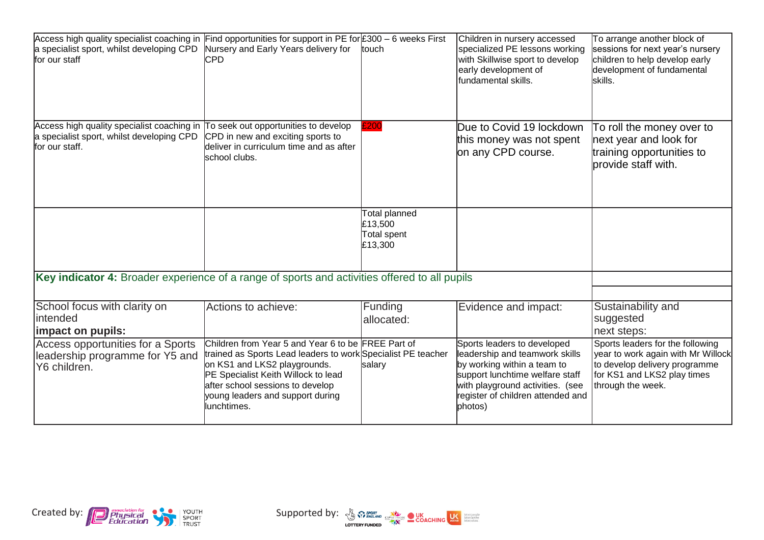| | | | | |
|---|---|---|---|---|
| Access high quality specialist coaching in a specialist sport, whilst developing CPD for our staff | Find opportunities for support in PE for Nursery and Early Years delivery for CPD | £300 – 6 weeks First touch | Children in nursery accessed specialized PE lessons working with Skillwise sport to develop early development of fundamental skills. | To arrange another block of sessions for next year's nursery children to help develop early development of fundamental skills. |
| Access high quality specialist coaching in a specialist sport, whilst developing CPD for our staff. | To seek out opportunities to develop CPD in new and exciting sports to deliver in curriculum time and as after school clubs. | £200 | Due to Covid 19 lockdown this money was not spent on any CPD course. | To roll the money over to next year and look for training opportunities to provide staff with. |
| | | Total planned £13,500<br>Total spent £13,300 | | |

**Key indicator 4:** Broader experience of a range of sports and activities offered to all pupils

| School focus with clarity on intended **impact on pupils:** | Actions to achieve: | Funding allocated: | Evidence and impact: | Sustainability and suggested next steps: |
|---|---|---|---|---|
| Access opportunities for a Sports leadership programme for Y5 and Y6 children. | Children from Year 5 and Year 6 to be trained as Sports Lead leaders to work on KS1 and LKS2 playgrounds.<br>PE Specialist Keith Willock to lead after school sessions to develop young leaders and support during lunchtimes. | FREE Part of Specialist PE teacher salary | Sports leaders to developed leadership and teamwork skills by working within a team to support lunchtime welfare staff with playground activities. (see register of children attended and photos) | Sports leaders for the following year to work again with Mr Willock to develop delivery programme for KS1 and LKS2 play times through the week. |

Created by: Association for Physical Education, Youth Sport Trust

Supported by: Sport England, CSPN, UK Coaching, UK Active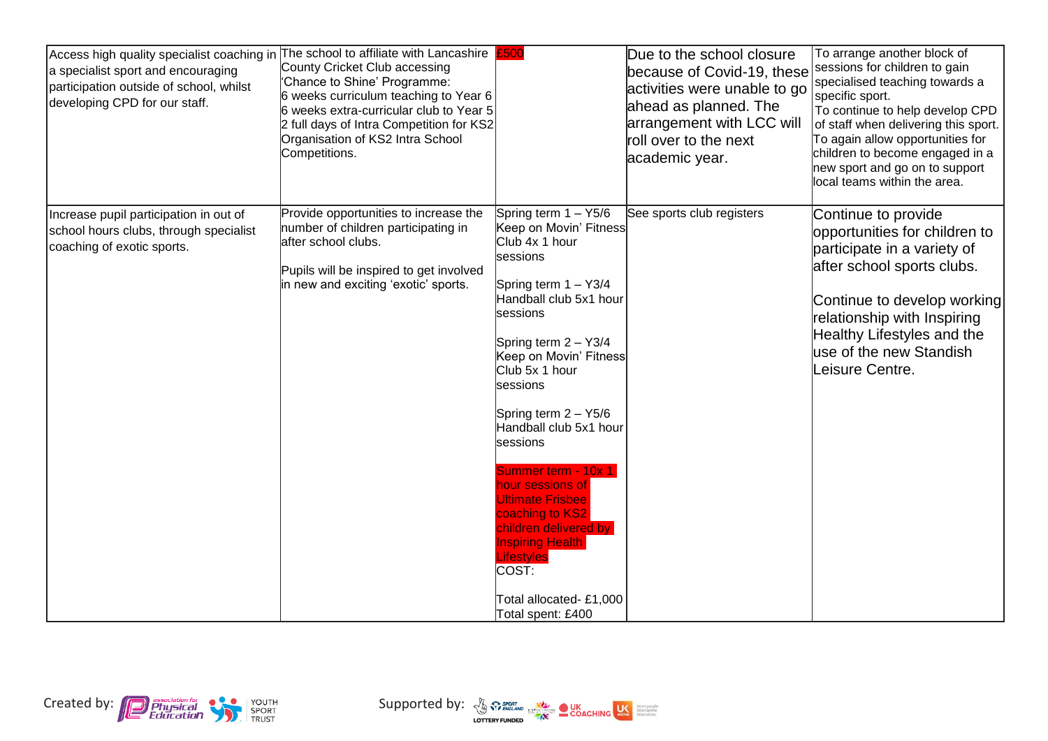| | | | | |
|---|---|---|---|---|
| Access high quality specialist coaching in a specialist sport and encouraging participation outside of school, whilst developing CPD for our staff. | The school to affiliate with Lancashire County Cricket Club accessing 'Chance to Shine' Programme:<br>6 weeks curriculum teaching to Year 6<br>6 weeks extra-curricular club to Year 5<br>2 full days of Intra Competition for KS2<br>Organisation of KS2 Intra School Competitions. | £500 | Due to the school closure because of Covid-19, these activities were unable to go ahead as planned. The arrangement with LCC will roll over to the next academic year. | To arrange another block of sessions for children to gain specialised teaching towards a specific sport.<br>To continue to help develop CPD of staff when delivering this sport.<br>To again allow opportunities for children to become engaged in a new sport and go on to support local teams within the area. |
| Increase pupil participation in out of school hours clubs, through specialist coaching of exotic sports. | Provide opportunities to increase the number of children participating in after school clubs.<br><br>Pupils will be inspired to get involved in new and exciting 'exotic' sports. | Spring term 1 – Y5/6 Keep on Movin' Fitness Club 4x 1 hour sessions<br><br>Spring term 1 – Y3/4 Handball club 5x1 hour sessions<br><br>Spring term 2 – Y3/4 Keep on Movin' Fitness Club 5x 1 hour sessions<br><br>Spring term 2 – Y5/6 Handball club 5x1 hour sessions<br><br>Summer term - 10x 1 hour sessions of Ultimate Frisbee coaching to KS2 children delivered by Inspiring Health Lifestyles<br>COST:<br><br>Total allocated- £1,000<br>Total spent: £400 | See sports club registers | Continue to provide opportunities for children to participate in a variety of after school sports clubs.<br><br>Continue to develop working relationship with Inspiring Healthy Lifestyles and the use of the new Standish Leisure Centre. |

Created by: association for Physical Education, YOUTH SPORT TRUST

Supported by: SPORT ENGLAND, LOTTERY FUNDED, CSPNETWORK, UK COACHING, UK active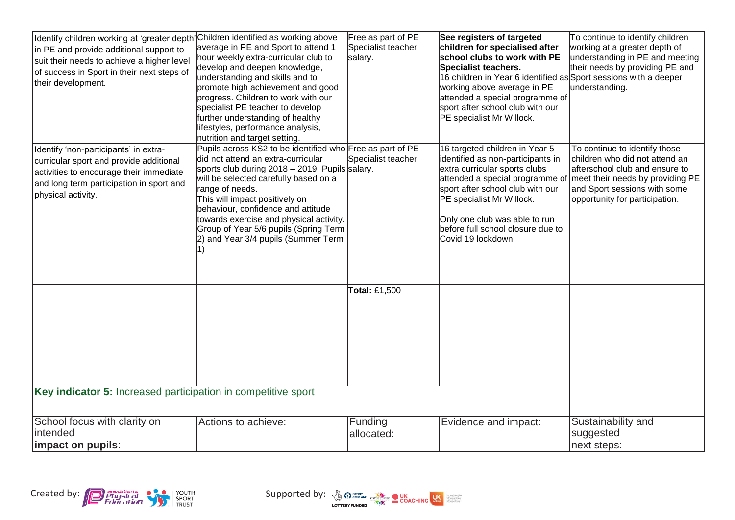| | | | | |
|---|---|---|---|---|
| Identify children working at 'greater depth' in PE and provide additional support to suit their needs to achieve a higher level of success in Sport in their next steps of their development. | Children identified as working above average in PE and Sport to attend 1 hour weekly extra-curricular club to develop and deepen knowledge, understanding and skills and to promote high achievement and good progress. Children to work with our specialist PE teacher to develop further understanding of healthy lifestyles, performance analysis, nutrition and target setting. | Free as part of PE Specialist teacher salary. | **See registers of targeted children for specialised after school clubs to work with PE Specialist teachers.** 16 children in Year 6 identified as working above average in PE attended a special programme of sport after school club with our PE specialist Mr Willock. | To continue to identify children working at a greater depth of understanding in PE and meeting their needs by providing PE and Sport sessions with a deeper understanding. |
| Identify 'non-participants' in extra-curricular sport and provide additional activities to encourage their immediate and long term participation in sport and physical activity. | Pupils across KS2 to be identified who did not attend an extra-curricular sports club during 2018 – 2019. Pupils will be selected carefully based on a range of needs. This will impact positively on behaviour, confidence and attitude towards exercise and physical activity. Group of Year 5/6 pupils (Spring Term 2) and Year 3/4 pupils (Summer Term 1) | Free as part of PE Specialist teacher salary. | 16 targeted children in Year 5 identified as non-participants in extra curricular sports clubs attended a special programme of sport after school club with our PE specialist Mr Willock.<br><br>Only one club was able to run before full school closure due to Covid 19 lockdown | To continue to identify those children who did not attend an afterschool club and ensure to meet their needs by providing PE and Sport sessions with some opportunity for participation. |
| | | **Total:** £1,500 | | |

| **Key indicator 5:** Increased participation in competitive sport | | | | |
|---|---|---|---|---|
| School focus with clarity on intended **impact on pupils**: | Actions to achieve: | Funding allocated: | Evidence and impact: | Sustainability and suggested next steps: |

Created by: association for Physical Education, Youth Sport Trust

Supported by: Sport England, CSPNetwork, UK Coaching, UK Active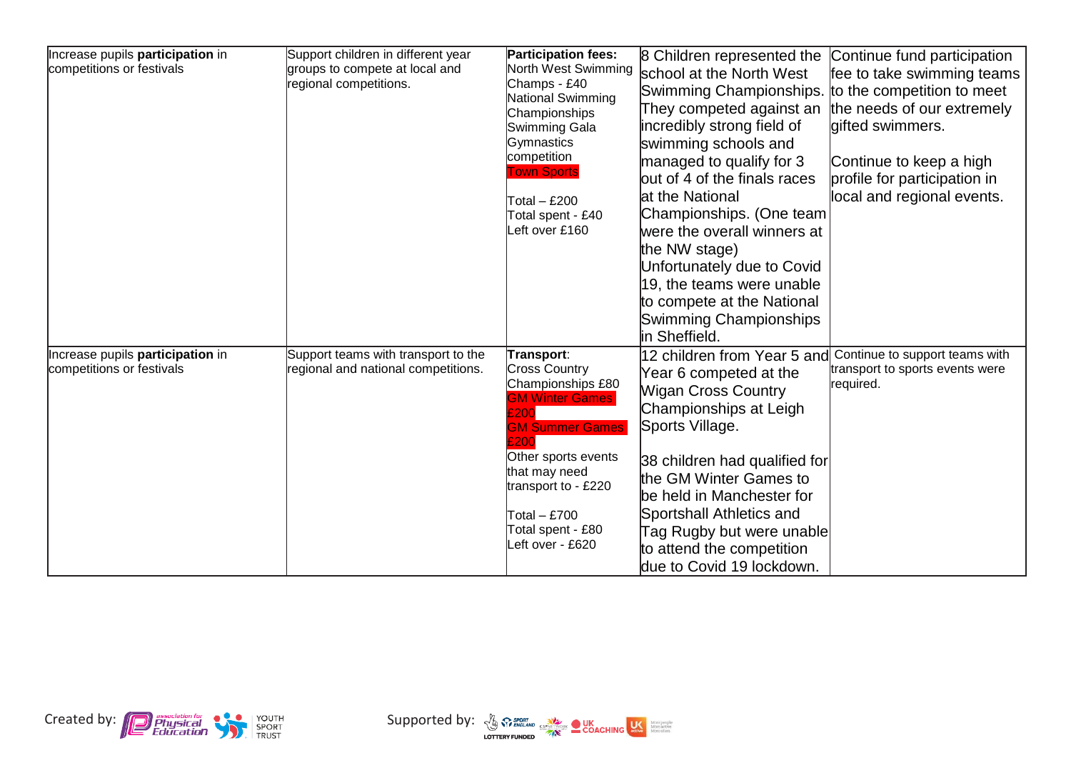| Increase pupils **participation** in competitions or festivals | Support children in different year groups to compete at local and regional competitions. | **Participation fees:**<br>North West Swimming Champs - £40<br>National Swimming Championships<br>Swimming Gala<br>Gymnastics competition<br>Town Sports<br><br>Total – £200<br>Total spent - £40<br>Left over £160 | 8 Children represented the school at the North West Swimming Championships. They competed against an incredibly strong field of swimming schools and managed to qualify for 3 out of 4 of the finals races at the National Championships. (One team were the overall winners at the NW stage)<br>Unfortunately due to Covid 19, the teams were unable to compete at the National Swimming Championships in Sheffield. | Continue fund participation fee to take swimming teams to the competition to meet the needs of our extremely gifted swimmers.<br><br>Continue to keep a high profile for participation in local and regional events. |
|---|---|---|---|---|
| Increase pupils **participation** in competitions or festivals | Support teams with transport to the regional and national competitions. | **Transport**:<br>Cross Country Championships £80<br>GM Winter Games £200<br>GM Summer Games £200<br>Other sports events that may need transport to - £220<br><br>Total – £700<br>Total spent - £80<br>Left over - £620 | 12 children from Year 5 and Year 6 competed at the Wigan Cross Country Championships at Leigh Sports Village.<br><br>38 children had qualified for the GM Winter Games to be held in Manchester for Sportshall Athletics and Tag Rugby but were unable to attend the competition due to Covid 19 lockdown. | Continue to support teams with transport to sports events were required. |

Created by: Association for Physical Education, Youth Sport Trust

Supported by: Sport England, CSPN, UK Coaching, UK Active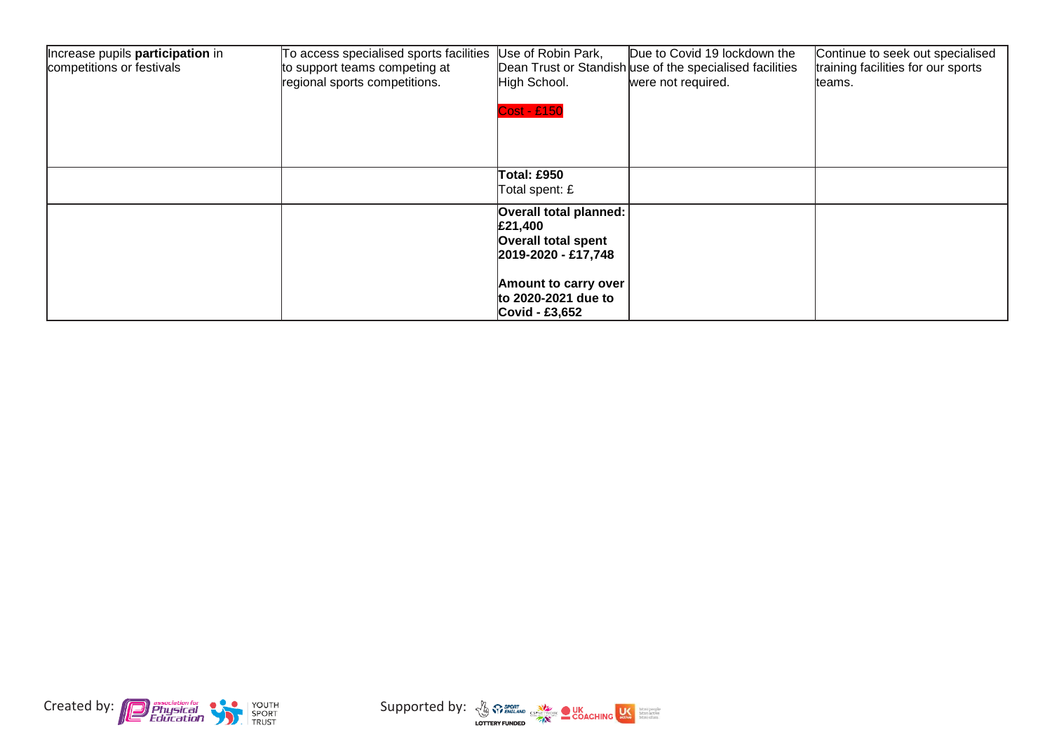| | | | | |
|---|---|---|---|---|
| Increase pupils **participation** in competitions or festivals | To access specialised sports facilities to support teams competing at regional sports competitions. | Use of Robin Park, Dean Trust or Standish High School.<br><br>Cost - £150 | Due to Covid 19 lockdown the use of the specialised facilities were not required. | Continue to seek out specialised training facilities for our sports teams. |
| | | **Total: £950**<br>Total spent: £ | | |
| | | **Overall total planned: £21,400**<br>**Overall total spent 2019-2020 - £17,748**<br><br>**Amount to carry over to 2020-2021 due to Covid - £3,652** | | |

Created by: association for Physical Education, YOUTH SPORT TRUST

Supported by: SPORT ENGLAND, LOTTERY FUNDED, CSPNETWORK, UK COACHING, UK active